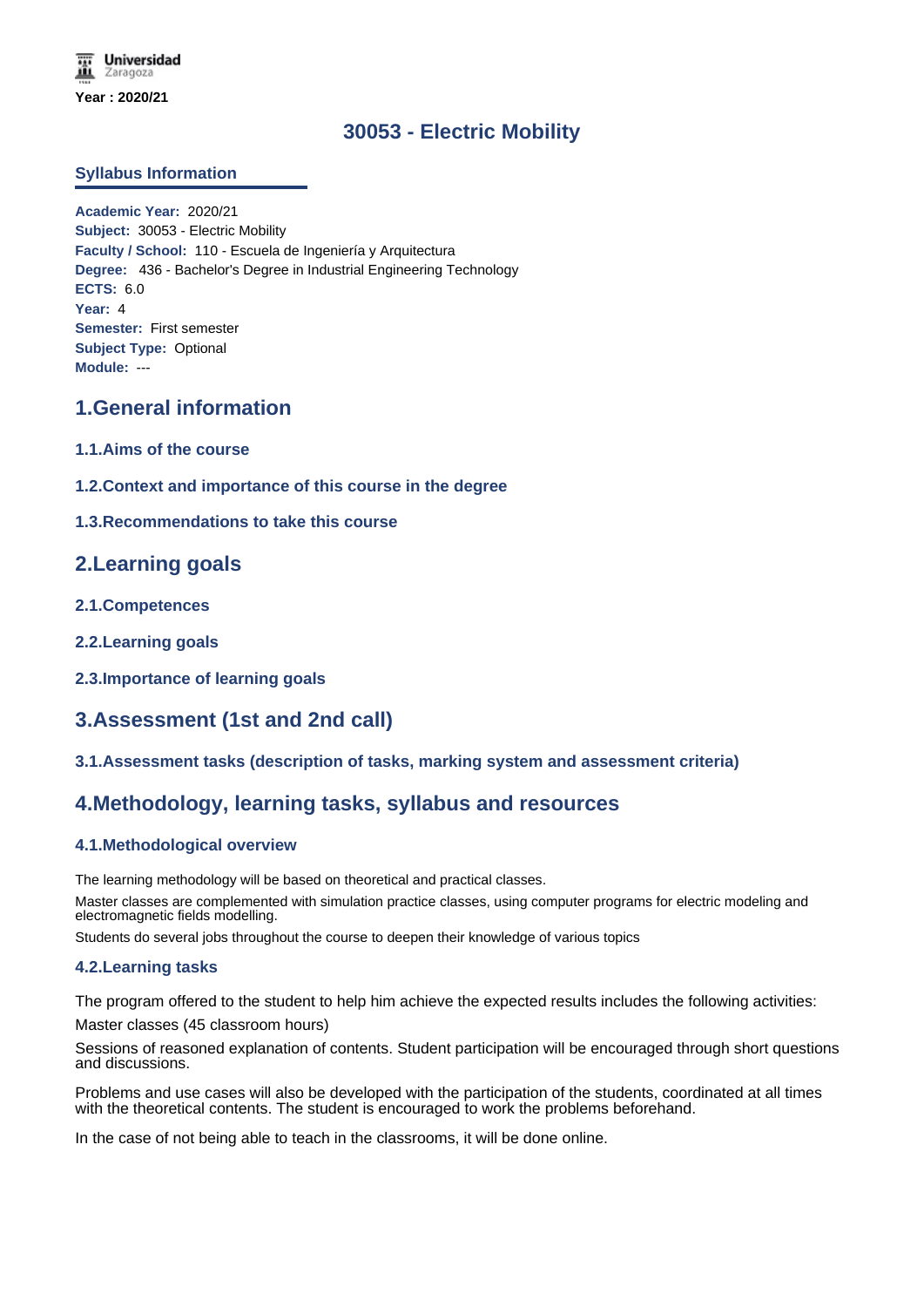Year : 2020/21

# 30053 - Electric Mobility

## Syllabus Information

**Academic Year:** 2020/21
**Subject:** 30053 - Electric Mobility
**Faculty / School:** 110 - Escuela de Ingeniería y Arquitectura
**Degree:** 436 - Bachelor's Degree in Industrial Engineering Technology
**ECTS:** 6.0
**Year:** 4
**Semester:** First semester
**Subject Type:** Optional
**Module:** ---

## 1.General information

### 1.1.Aims of the course

### 1.2.Context and importance of this course in the degree

### 1.3.Recommendations to take this course

## 2.Learning goals

### 2.1.Competences

### 2.2.Learning goals

### 2.3.Importance of learning goals

## 3.Assessment (1st and 2nd call)

### 3.1.Assessment tasks (description of tasks, marking system and assessment criteria)

## 4.Methodology, learning tasks, syllabus and resources

### 4.1.Methodological overview

The learning methodology will be based on theoretical and practical classes.

Master classes are complemented with simulation practice classes, using computer programs for electric modeling and electromagnetic fields modelling.

Students do several jobs throughout the course to deepen their knowledge of various topics

### 4.2.Learning tasks

The program offered to the student to help him achieve the expected results includes the following activities:

Master classes (45 classroom hours)

Sessions of reasoned explanation of contents. Student participation will be encouraged through short questions and discussions.

Problems and use cases will also be developed with the participation of the students, coordinated at all times with the theoretical contents. The student is encouraged to work the problems beforehand.

In the case of not being able to teach in the classrooms, it will be done online.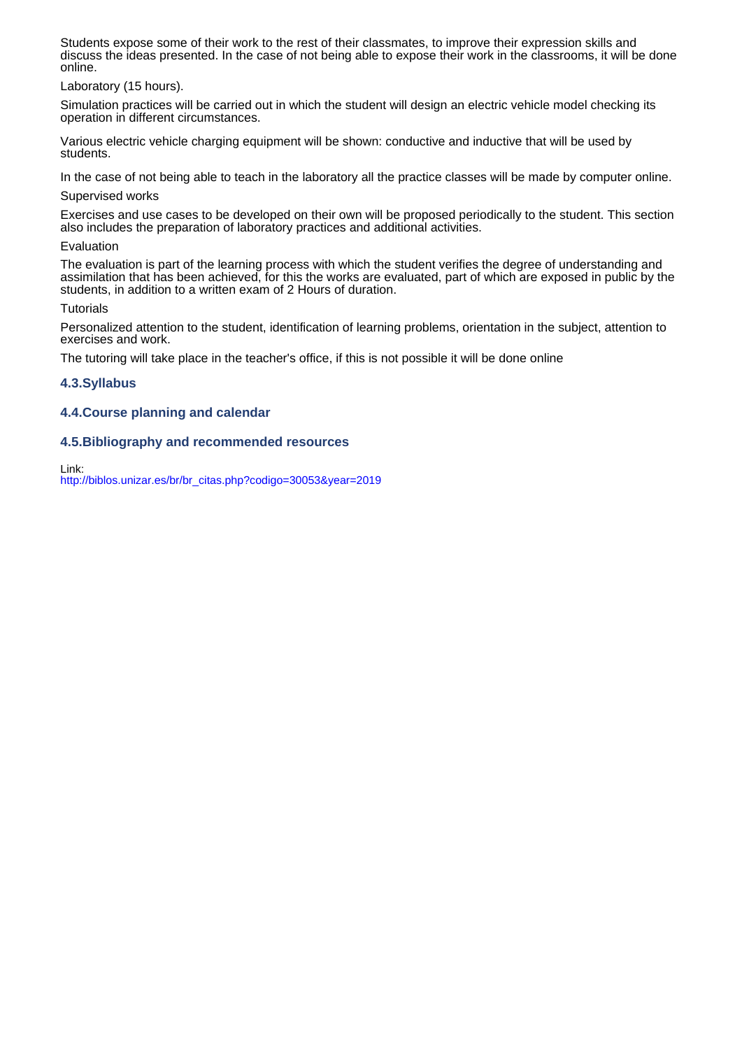Students expose some of their work to the rest of their classmates, to improve their expression skills and discuss the ideas presented. In the case of not being able to expose their work in the classrooms, it will be done online.

Laboratory (15 hours).

Simulation practices will be carried out in which the student will design an electric vehicle model checking its operation in different circumstances.

Various electric vehicle charging equipment will be shown: conductive and inductive that will be used by students.

In the case of not being able to teach in the laboratory all the practice classes will be made by computer online.

Supervised works

Exercises and use cases to be developed on their own will be proposed periodically to the student. This section also includes the preparation of laboratory practices and additional activities.

Evaluation

The evaluation is part of the learning process with which the student verifies the degree of understanding and assimilation that has been achieved, for this the works are evaluated, part of which are exposed in public by the students, in addition to a written exam of 2 Hours of duration.

Tutorials

Personalized attention to the student, identification of learning problems, orientation in the subject, attention to exercises and work.

The tutoring will take place in the teacher's office, if this is not possible it will be done online

### 4.3.Syllabus

### 4.4.Course planning and calendar

### 4.5.Bibliography and recommended resources

Link:
http://biblos.unizar.es/br/br_citas.php?codigo=30053&year=2019